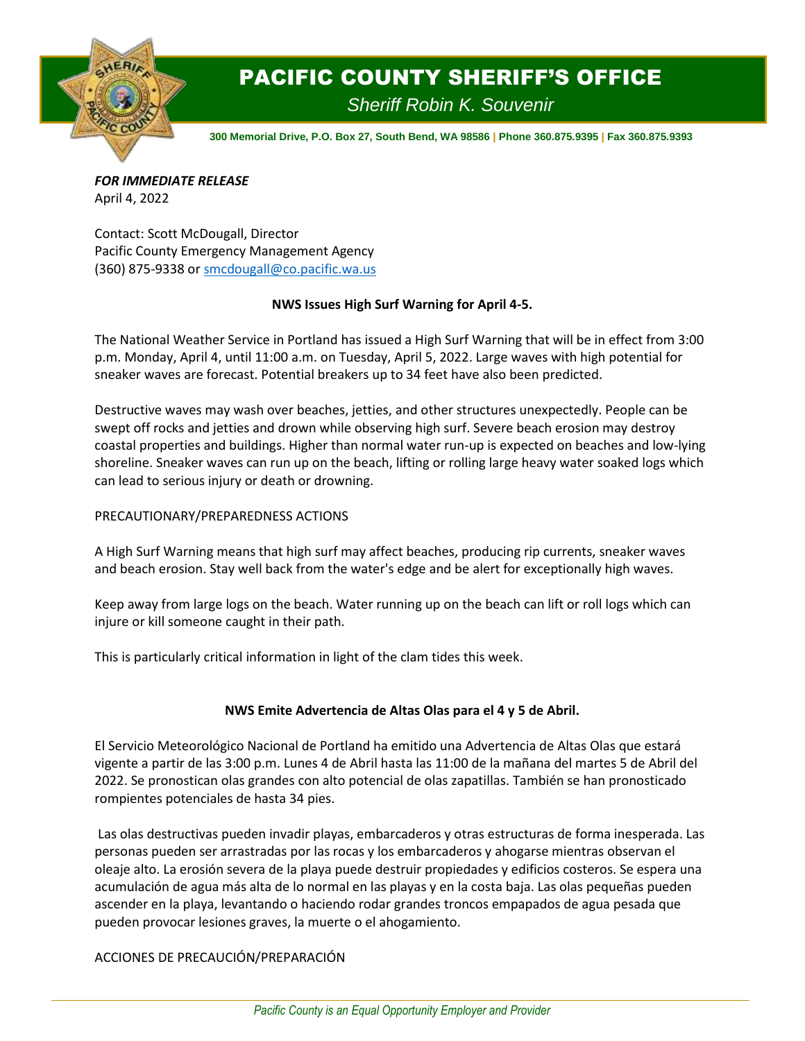# PACIFIC COUNTY SHERIFF'S OFFICE

*Sheriff Robin K. Souvenir*

**300 Memorial Drive, P.O. Box 27, South Bend, WA 98586 | Phone 360.875.9395 | Fax 360.875.9393**

***FOR IMMEDIATE RELEASE***
April 4, 2022

Contact: Scott McDougall, Director
Pacific County Emergency Management Agency
(360) 875-9338 or smcdougall@co.pacific.wa.us

**NWS Issues High Surf Warning for April 4-5.**

The National Weather Service in Portland has issued a High Surf Warning that will be in effect from 3:00 p.m. Monday, April 4, until 11:00 a.m. on Tuesday, April 5, 2022. Large waves with high potential for sneaker waves are forecast. Potential breakers up to 34 feet have also been predicted.

Destructive waves may wash over beaches, jetties, and other structures unexpectedly. People can be swept off rocks and jetties and drown while observing high surf. Severe beach erosion may destroy coastal properties and buildings. Higher than normal water run-up is expected on beaches and low-lying shoreline. Sneaker waves can run up on the beach, lifting or rolling large heavy water soaked logs which can lead to serious injury or death or drowning.

PRECAUTIONARY/PREPAREDNESS ACTIONS

A High Surf Warning means that high surf may affect beaches, producing rip currents, sneaker waves and beach erosion. Stay well back from the water's edge and be alert for exceptionally high waves.

Keep away from large logs on the beach. Water running up on the beach can lift or roll logs which can injure or kill someone caught in their path.

This is particularly critical information in light of the clam tides this week.

**NWS Emite Advertencia de Altas Olas para el 4 y 5 de Abril.**

El Servicio Meteorológico Nacional de Portland ha emitido una Advertencia de Altas Olas que estará vigente a partir de las 3:00 p.m. Lunes 4 de Abril hasta las 11:00 de la mañana del martes 5 de Abril del 2022. Se pronostican olas grandes con alto potencial de olas zapatillas. También se han pronosticado rompientes potenciales de hasta 34 pies.

Las olas destructivas pueden invadir playas, embarcaderos y otras estructuras de forma inesperada. Las personas pueden ser arrastradas por las rocas y los embarcaderos y ahogarse mientras observan el oleaje alto. La erosión severa de la playa puede destruir propiedades y edificios costeros. Se espera una acumulación de agua más alta de lo normal en las playas y en la costa baja. Las olas pequeñas pueden ascender en la playa, levantando o haciendo rodar grandes troncos empapados de agua pesada que pueden provocar lesiones graves, la muerte o el ahogamiento.

ACCIONES DE PRECAUCIÓN/PREPARACIÓN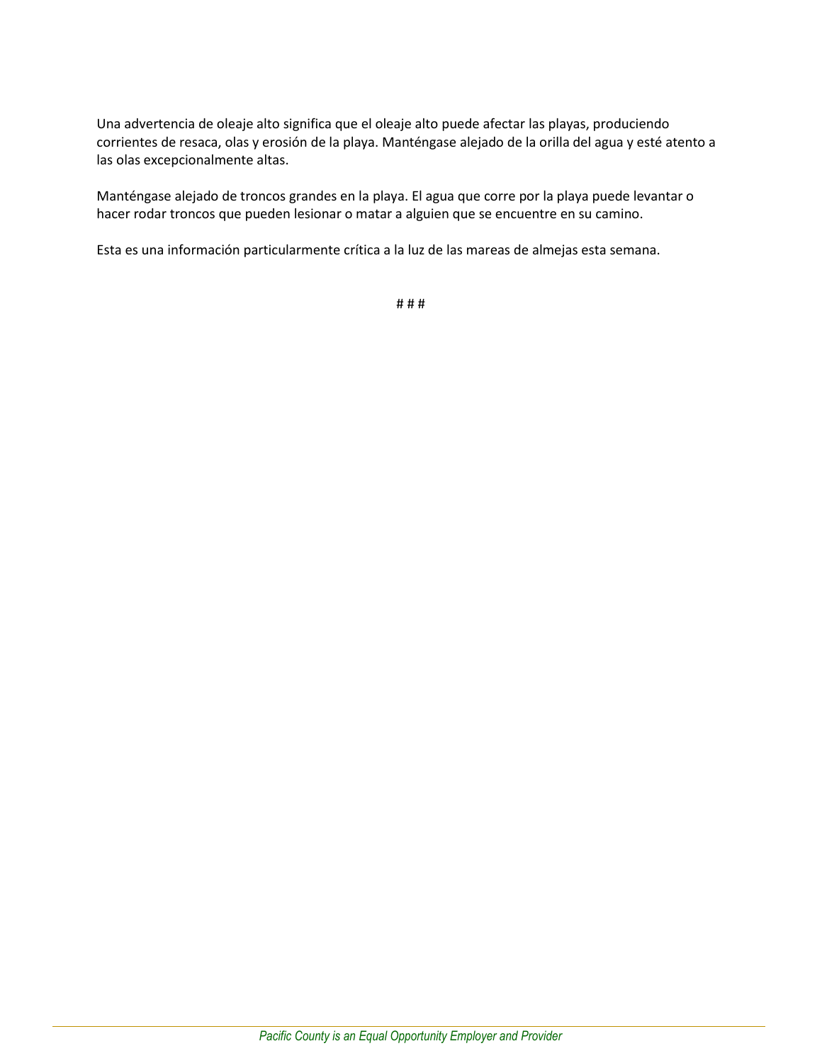Una advertencia de oleaje alto significa que el oleaje alto puede afectar las playas, produciendo corrientes de resaca, olas y erosión de la playa. Manténgase alejado de la orilla del agua y esté atento a las olas excepcionalmente altas.

Manténgase alejado de troncos grandes en la playa. El agua que corre por la playa puede levantar o hacer rodar troncos que pueden lesionar o matar a alguien que se encuentre en su camino.

Esta es una información particularmente crítica a la luz de las mareas de almejas esta semana.

# # #

*Pacific County is an Equal Opportunity Employer and Provider*